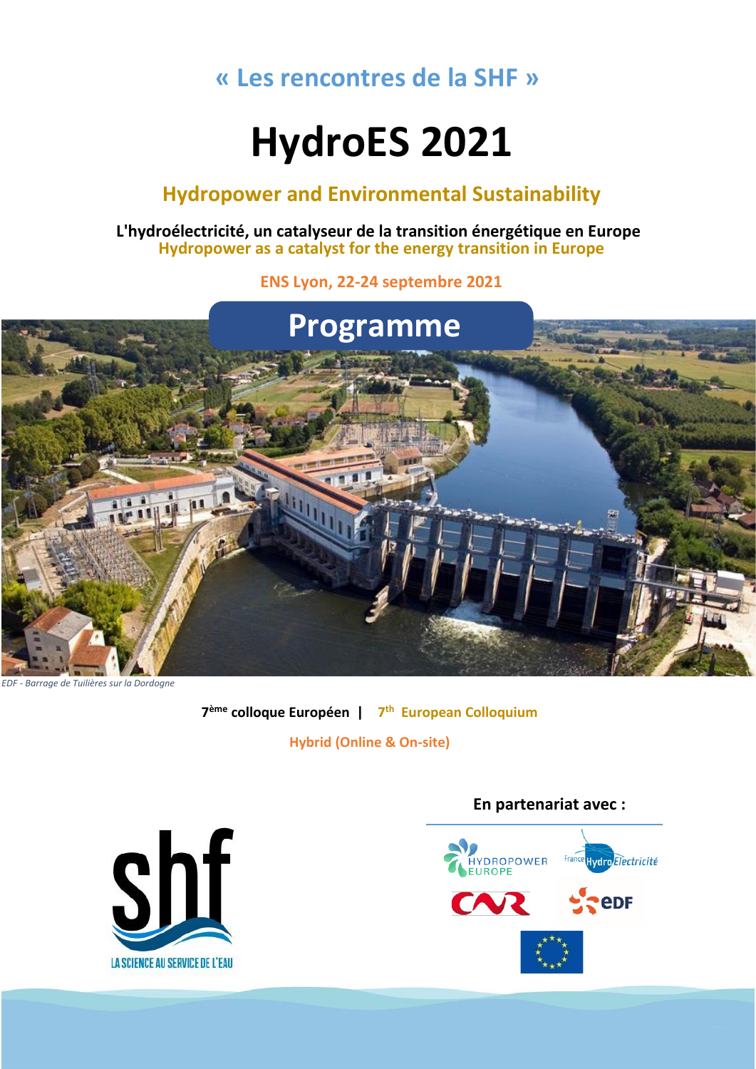« Les rencontres de la SHF »

# HydroES 2021

## Hydropower and Environmental Sustainability

**L'hydroélectricité, un catalyseur de la transition énergétique en Europe**
**Hydropower as a catalyst for the energy transition in Europe**

**ENS Lyon, 22-24 septembre 2021**

## Programme

*EDF - Barrage de Tuilières sur la Dordogne*

**7ème colloque Européen | 7th European Colloquium**

**Hybrid (Online & On-site)**

**En partenariat avec :**

LA SCIENCE AU SERVICE DE L'EAU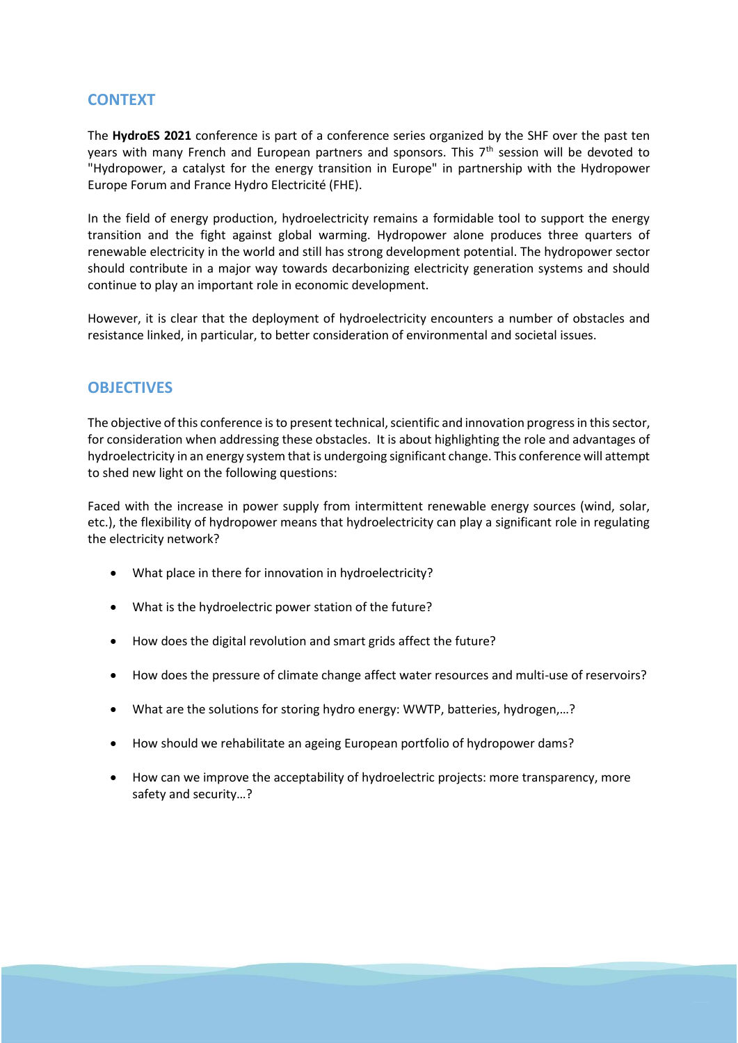## CONTEXT

The **HydroES 2021** conference is part of a conference series organized by the SHF over the past ten years with many French and European partners and sponsors. This 7th session will be devoted to "Hydropower, a catalyst for the energy transition in Europe" in partnership with the Hydropower Europe Forum and France Hydro Electricité (FHE).

In the field of energy production, hydroelectricity remains a formidable tool to support the energy transition and the fight against global warming. Hydropower alone produces three quarters of renewable electricity in the world and still has strong development potential. The hydropower sector should contribute in a major way towards decarbonizing electricity generation systems and should continue to play an important role in economic development.

However, it is clear that the deployment of hydroelectricity encounters a number of obstacles and resistance linked, in particular, to better consideration of environmental and societal issues.

## OBJECTIVES

The objective of this conference is to present technical, scientific and innovation progress in this sector, for consideration when addressing these obstacles. It is about highlighting the role and advantages of hydroelectricity in an energy system that is undergoing significant change. This conference will attempt to shed new light on the following questions:

Faced with the increase in power supply from intermittent renewable energy sources (wind, solar, etc.), the flexibility of hydropower means that hydroelectricity can play a significant role in regulating the electricity network?

- What place in there for innovation in hydroelectricity?
- What is the hydroelectric power station of the future?
- How does the digital revolution and smart grids affect the future?
- How does the pressure of climate change affect water resources and multi-use of reservoirs?
- What are the solutions for storing hydro energy: WWTP, batteries, hydrogen,…?
- How should we rehabilitate an ageing European portfolio of hydropower dams?
- How can we improve the acceptability of hydroelectric projects: more transparency, more safety and security…?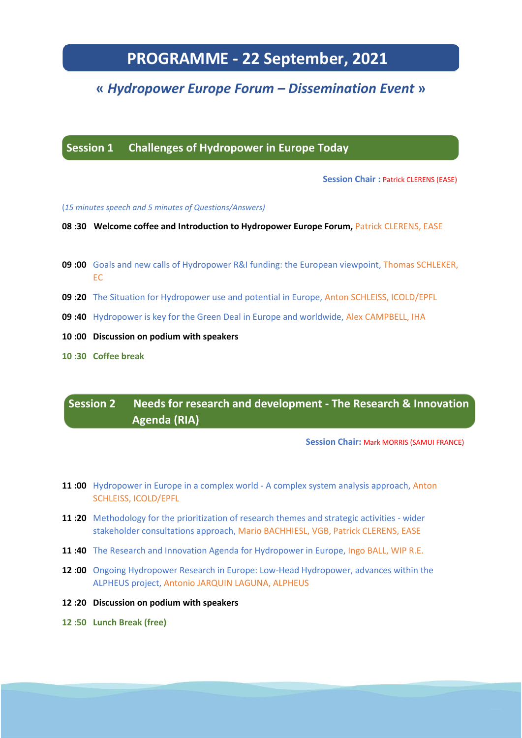# PROGRAMME - 22 September, 2021

## « *Hydropower Europe Forum – Dissemination Event* »

## Session 1 Challenges of Hydropower in Europe Today

**Session Chair :** Patrick CLERENS (EASE)

*(15 minutes speech and 5 minutes of Questions/Answers)*

**08 :30** **Welcome coffee and Introduction to Hydropower Europe Forum,** Patrick CLERENS, EASE

**09 :00** Goals and new calls of Hydropower R&I funding: the European viewpoint, Thomas SCHLEKER, EC

**09 :20** The Situation for Hydropower use and potential in Europe, Anton SCHLEISS, ICOLD/EPFL

**09 :40** Hydropower is key for the Green Deal in Europe and worldwide, Alex CAMPBELL, IHA

**10 :00** **Discussion on podium with speakers**

**10 :30** **Coffee break**

## Session 2 Needs for research and development - The Research & Innovation Agenda (RIA)

**Session Chair:** Mark MORRIS (SAMUI FRANCE)

**11 :00** Hydropower in Europe in a complex world - A complex system analysis approach, Anton SCHLEISS, ICOLD/EPFL

**11 :20** Methodology for the prioritization of research themes and strategic activities - wider stakeholder consultations approach, Mario BACHHIESL, VGB, Patrick CLERENS, EASE

**11 :40** The Research and Innovation Agenda for Hydropower in Europe, Ingo BALL, WIP R.E.

**12 :00** Ongoing Hydropower Research in Europe: Low-Head Hydropower, advances within the ALPHEUS project, Antonio JARQUIN LAGUNA, ALPHEUS

**12 :20** **Discussion on podium with speakers**

**12 :50** **Lunch Break (free)**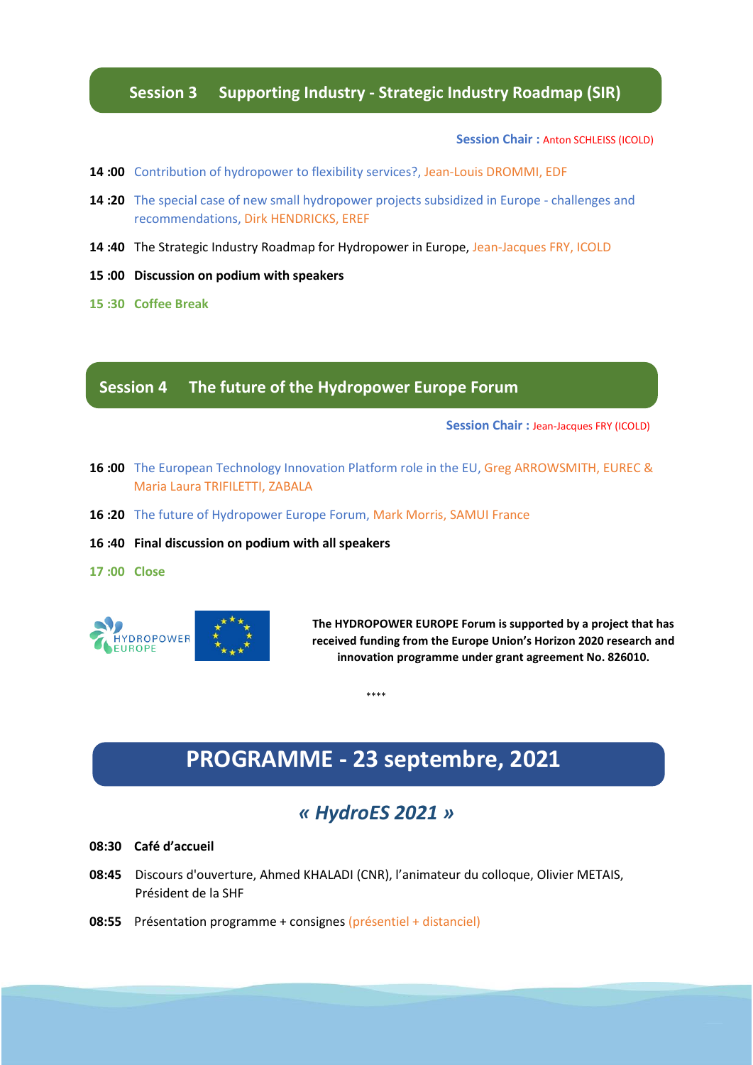## Session 3 Supporting Industry - Strategic Industry Roadmap (SIR)

**Session Chair :** Anton SCHLEISS (ICOLD)

**14 :00** Contribution of hydropower to flexibility services?, Jean-Louis DROMMI, EDF

**14 :20** The special case of new small hydropower projects subsidized in Europe - challenges and recommendations, Dirk HENDRICKS, EREF

**14 :40** The Strategic Industry Roadmap for Hydropower in Europe, Jean-Jacques FRY, ICOLD

**15 :00** **Discussion on podium with speakers**

**15 :30** **Coffee Break**

## Session 4 The future of the Hydropower Europe Forum

**Session Chair :** Jean-Jacques FRY (ICOLD)

**16 :00** The European Technology Innovation Platform role in the EU, Greg ARROWSMITH, EUREC & Maria Laura TRIFILETTI, ZABALA

**16 :20** The future of Hydropower Europe Forum, Mark Morris, SAMUI France

**16 :40** **Final discussion on podium with all speakers**

**17 :00** **Close**

**The HYDROPOWER EUROPE Forum is supported by a project that has received funding from the Europe Union's Horizon 2020 research and innovation programme under grant agreement No. 826010.**

****

# PROGRAMME - 23 septembre, 2021

## *« HydroES 2021 »*

**08:30** **Café d'accueil**

**08:45** Discours d'ouverture, Ahmed KHALADI (CNR), l'animateur du colloque, Olivier METAIS, Président de la SHF

**08:55** Présentation programme + consignes (présentiel + distanciel)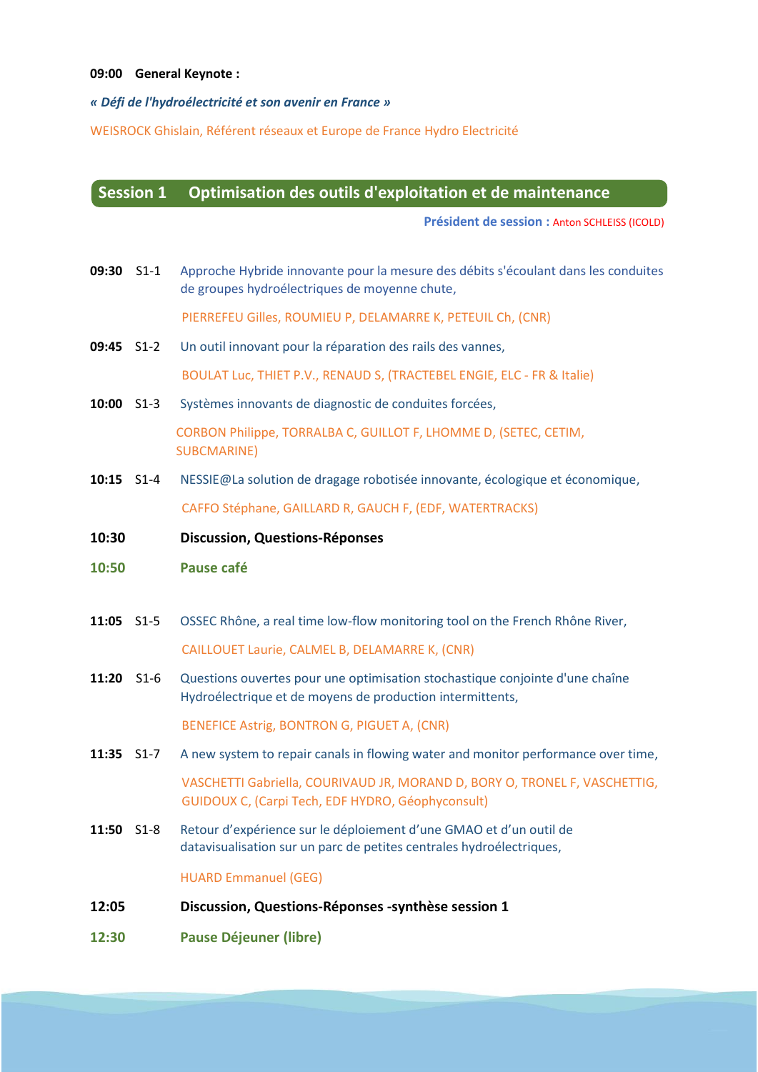**09:00 General Keynote :**

***« Défi de l'hydroélectricité et son avenir en France »***

WEISROCK Ghislain, Référent réseaux et Europe de France Hydro Electricité

## Session 1 Optimisation des outils d'exploitation et de maintenance

**Président de session :** Anton SCHLEISS (ICOLD)

**09:30** S1-1 Approche Hybride innovante pour la mesure des débits s'écoulant dans les conduites de groupes hydroélectriques de moyenne chute,

PIERREFEU Gilles, ROUMIEU P, DELAMARRE K, PETEUIL Ch, (CNR)

**09:45** S1-2 Un outil innovant pour la réparation des rails des vannes,

BOULAT Luc, THIET P.V., RENAUD S, (TRACTEBEL ENGIE, ELC - FR & Italie)

**10:00** S1-3 Systèmes innovants de diagnostic de conduites forcées,

CORBON Philippe, TORRALBA C, GUILLOT F, LHOMME D, (SETEC, CETIM, SUBCMARINE)

**10:15** S1-4 NESSIE@La solution de dragage robotisée innovante, écologique et économique,

CAFFO Stéphane, GAILLARD R, GAUCH F, (EDF, WATERTRACKS)

**10:30** **Discussion, Questions-Réponses**

**10:50** **Pause café**

**11:05** S1-5 OSSEC Rhône, a real time low-flow monitoring tool on the French Rhône River,

CAILLOUET Laurie, CALMEL B, DELAMARRE K, (CNR)

**11:20** S1-6 Questions ouvertes pour une optimisation stochastique conjointe d'une chaîne Hydroélectrique et de moyens de production intermittents,

BENEFICE Astrig, BONTRON G, PIGUET A, (CNR)

**11:35** S1-7 A new system to repair canals in flowing water and monitor performance over time,

VASCHETTI Gabriella, COURIVAUD JR, MORAND D, BORY O, TRONEL F, VASCHETTIG, GUIDOUX C, (Carpi Tech, EDF HYDRO, Géophyconsult)

**11:50** S1-8 Retour d'expérience sur le déploiement d'une GMAO et d'un outil de datavisualisation sur un parc de petites centrales hydroélectriques,

HUARD Emmanuel (GEG)

**12:05** **Discussion, Questions-Réponses -synthèse session 1**

**12:30** **Pause Déjeuner (libre)**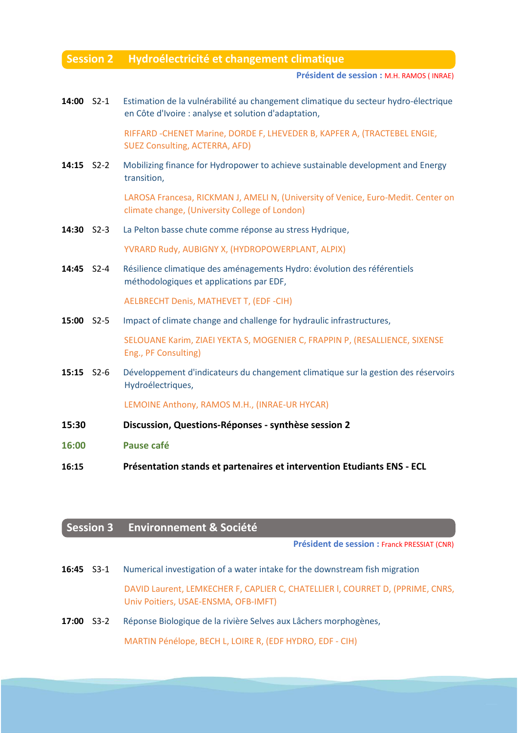## Session 2 Hydroélectricité et changement climatique

**Président de session :** M.H. RAMOS ( INRAE)

**14:00** S2-1 Estimation de la vulnérabilité au changement climatique du secteur hydro-électrique en Côte d'Ivoire : analyse et solution d'adaptation,

RIFFARD -CHENET Marine, DORDE F, LHEVEDER B, KAPFER A, (TRACTEBEL ENGIE, SUEZ Consulting, ACTERRA, AFD)

**14:15** S2-2 Mobilizing finance for Hydropower to achieve sustainable development and Energy transition,

LAROSA Francesa, RICKMAN J, AMELI N, (University of Venice, Euro-Medit. Center on climate change, (University College of London)

**14:30** S2-3 La Pelton basse chute comme réponse au stress Hydrique,

YVRARD Rudy, AUBIGNY X, (HYDROPOWERPLANT, ALPIX)

**14:45** S2-4 Résilience climatique des aménagements Hydro: évolution des référentiels méthodologiques et applications par EDF,

AELBRECHT Denis, MATHEVET T, (EDF -CIH)

**15:00** S2-5 Impact of climate change and challenge for hydraulic infrastructures,

SELOUANE Karim, ZIAEI YEKTA S, MOGENIER C, FRAPPIN P, (RESALLIENCE, SIXENSE Eng., PF Consulting)

**15:15** S2-6 Développement d'indicateurs du changement climatique sur la gestion des réservoirs Hydroélectriques,

LEMOINE Anthony, RAMOS M.H., (INRAE-UR HYCAR)

**15:30** **Discussion, Questions-Réponses - synthèse session 2**

**16:00** **Pause café**

**16:15** **Présentation stands et partenaires et intervention Etudiants ENS - ECL**

## Session 3 Environnement & Société

**Président de session :** Franck PRESSIAT (CNR)

**16:45** S3-1 Numerical investigation of a water intake for the downstream fish migration

DAVID Laurent, LEMKECHER F, CAPLIER C, CHATELLIER l, COURRET D, (PPRIME, CNRS, Univ Poitiers, USAE-ENSMA, OFB-IMFT)

**17:00** S3-2 Réponse Biologique de la rivière Selves aux Lâchers morphogènes,

MARTIN Pénélope, BECH L, LOIRE R, (EDF HYDRO, EDF - CIH)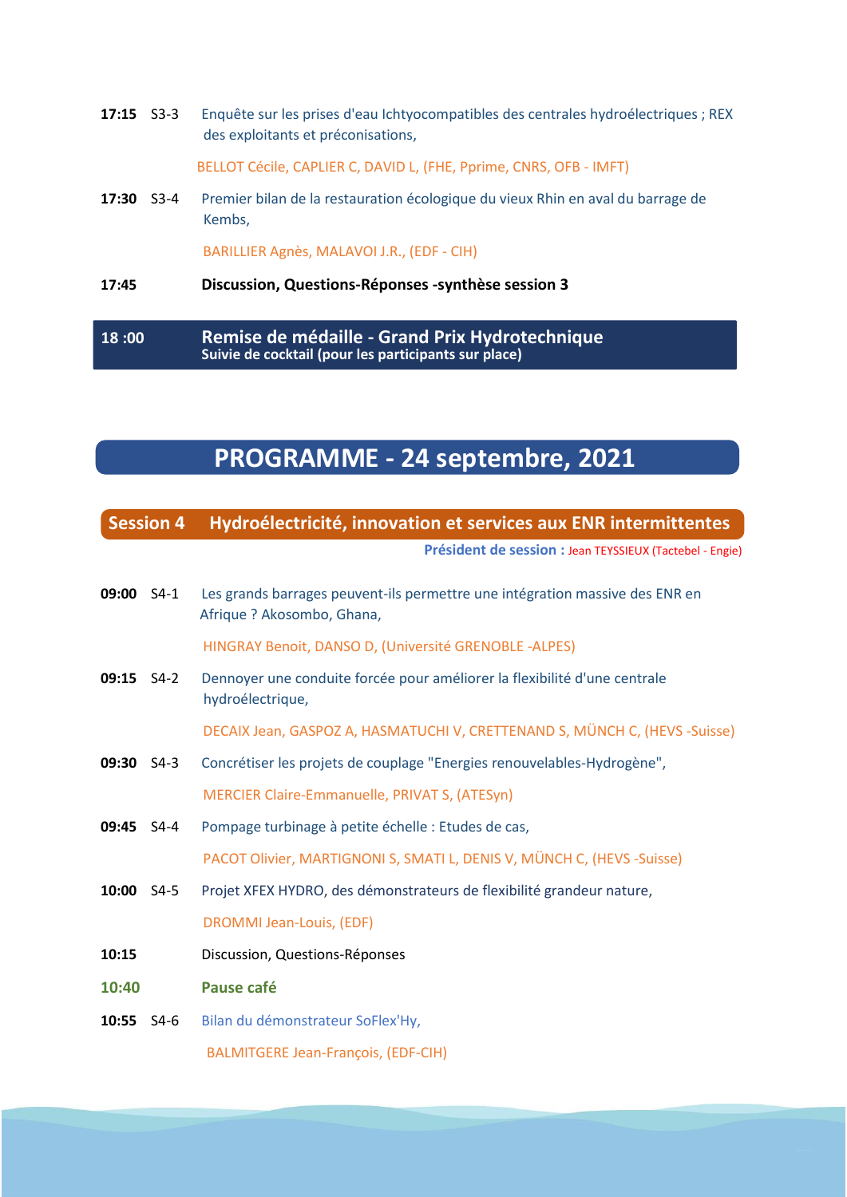**17:15** S3-3 Enquête sur les prises d'eau Ichtyocompatibles des centrales hydroélectriques ; REX des exploitants et préconisations,

BELLOT Cécile, CAPLIER C, DAVID L, (FHE, Pprime, CNRS, OFB - IMFT)

**17:30** S3-4 Premier bilan de la restauration écologique du vieux Rhin en aval du barrage de Kembs,

BARILLIER Agnès, MALAVOI J.R., (EDF - CIH)

**17:45** **Discussion, Questions-Réponses -synthèse session 3**

**18 :00** **Remise de médaille - Grand Prix Hydrotechnique**
**Suivie de cocktail (pour les participants sur place)**

# PROGRAMME - 24 septembre, 2021

## Session 4 Hydroélectricité, innovation et services aux ENR intermittentes

**Président de session :** Jean TEYSSIEUX (Tactebel - Engie)

**09:00** S4-1 Les grands barrages peuvent-ils permettre une intégration massive des ENR en Afrique ? Akosombo, Ghana,

HINGRAY Benoit, DANSO D, (Université GRENOBLE -ALPES)

**09:15** S4-2 Dennoyer une conduite forcée pour améliorer la flexibilité d'une centrale hydroélectrique,

DECAIX Jean, GASPOZ A, HASMATUCHI V, CRETTENAND S, MÜNCH C, (HEVS -Suisse)

**09:30** S4-3 Concrétiser les projets de couplage "Energies renouvelables-Hydrogène",

MERCIER Claire-Emmanuelle, PRIVAT S, (ATESyn)

**09:45** S4-4 Pompage turbinage à petite échelle : Etudes de cas,

PACOT Olivier, MARTIGNONI S, SMATI L, DENIS V, MÜNCH C, (HEVS -Suisse)

**10:00** S4-5 Projet XFEX HYDRO, des démonstrateurs de flexibilité grandeur nature,

DROMMI Jean-Louis, (EDF)

**10:15** Discussion, Questions-Réponses

**10:40** **Pause café**

**10:55** S4-6 Bilan du démonstrateur SoFlex'Hy,

BALMITGERE Jean-François, (EDF-CIH)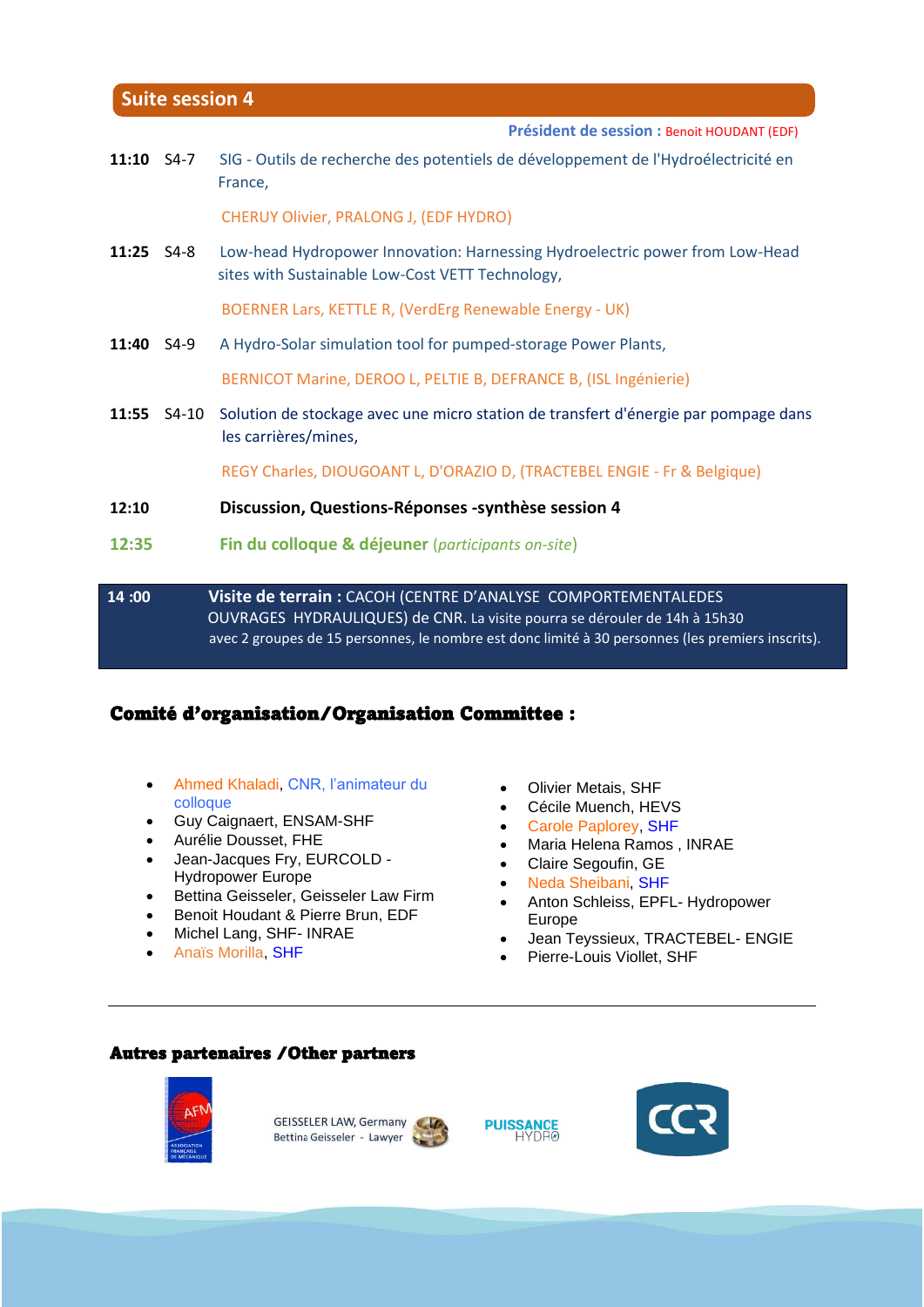## Suite session 4

**Président de session :** Benoit HOUDANT (EDF)

**11:10** S4-7 SIG - Outils de recherche des potentiels de développement de l'Hydroélectricité en France,

CHERUY Olivier, PRALONG J, (EDF HYDRO)

**11:25** S4-8 Low-head Hydropower Innovation: Harnessing Hydroelectric power from Low-Head sites with Sustainable Low-Cost VETT Technology,

BOERNER Lars, KETTLE R, (VerdErg Renewable Energy - UK)

**11:40** S4-9 A Hydro-Solar simulation tool for pumped-storage Power Plants,

BERNICOT Marine, DEROO L, PELTIE B, DEFRANCE B, (ISL Ingénierie)

**11:55** S4-10 Solution de stockage avec une micro station de transfert d'énergie par pompage dans les carrières/mines,

REGY Charles, DIOUGOANT L, D'ORAZIO D, (TRACTEBEL ENGIE - Fr & Belgique)

**12:10** **Discussion, Questions-Réponses -synthèse session 4**

**12:35** **Fin du colloque & déjeuner** (*participants on-site*)

**14 :00** **Visite de terrain :** CACOH (CENTRE D'ANALYSE COMPORTEMENTALEDES OUVRAGES HYDRAULIQUES) de CNR. La visite pourra se dérouler de 14h à 15h30 avec 2 groupes de 15 personnes, le nombre est donc limité à 30 personnes (les premiers inscrits).

## Comité d'organisation/Organisation Committee :

- Ahmed Khaladi, CNR, l'animateur du colloque
- Guy Caignaert, ENSAM-SHF
- Aurélie Dousset, FHE
- Jean-Jacques Fry, EURCOLD - Hydropower Europe
- Bettina Geisseler, Geisseler Law Firm
- Benoit Houdant & Pierre Brun, EDF
- Michel Lang, SHF- INRAE
- Anaïs Morilla, SHF
- Olivier Metais, SHF
- Cécile Muench, HEVS
- Carole Paplorey, SHF
- Maria Helena Ramos , INRAE
- Claire Segoufin, GE
- Neda Sheibani, SHF
- Anton Schleiss, EPFL- Hydropower Europe
- Jean Teyssieux, TRACTEBEL- ENGIE
- Pierre-Louis Viollet, SHF

---

## Autres partenaires /Other partners

AFM – Association Française de Mécanique

GEISSELER LAW, Germany
Bettina Geisseler - Lawyer

PUISSANCE HYDRO

CCR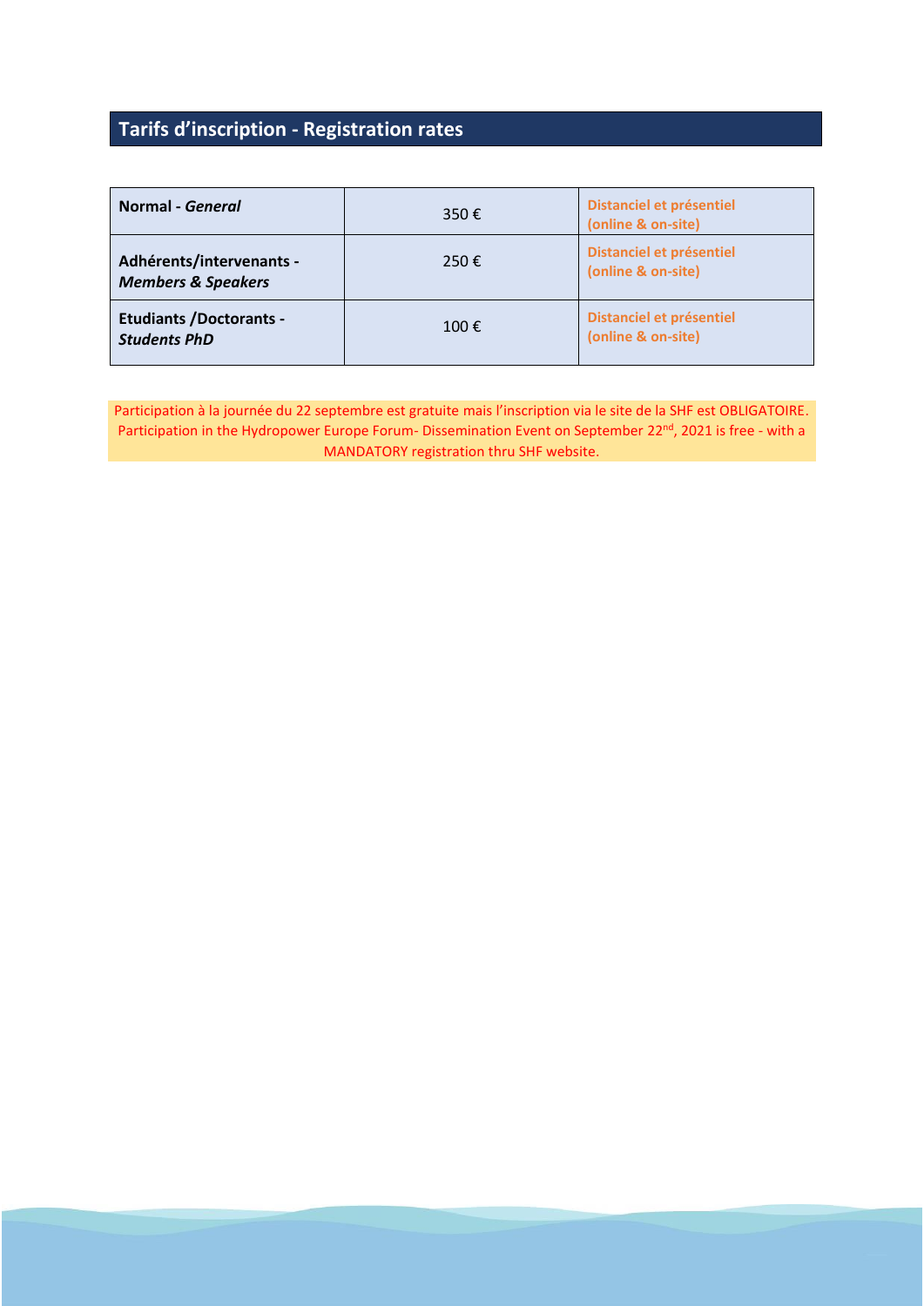## Tarifs d'inscription - Registration rates

| | | |
|---|---|---|
| **Normal** - ***General*** | 350 € | **Distanciel et présentiel (online & on-site)** |
| **Adhérents/intervenants** - ***Members & Speakers*** | 250 € | **Distanciel et présentiel (online & on-site)** |
| **Etudiants /Doctorants** - ***Students PhD*** | 100 € | **Distanciel et présentiel (online & on-site)** |

Participation à la journée du 22 septembre est gratuite mais l'inscription via le site de la SHF est OBLIGATOIRE. Participation in the Hydropower Europe Forum- Dissemination Event on September 22nd, 2021 is free - with a MANDATORY registration thru SHF website.